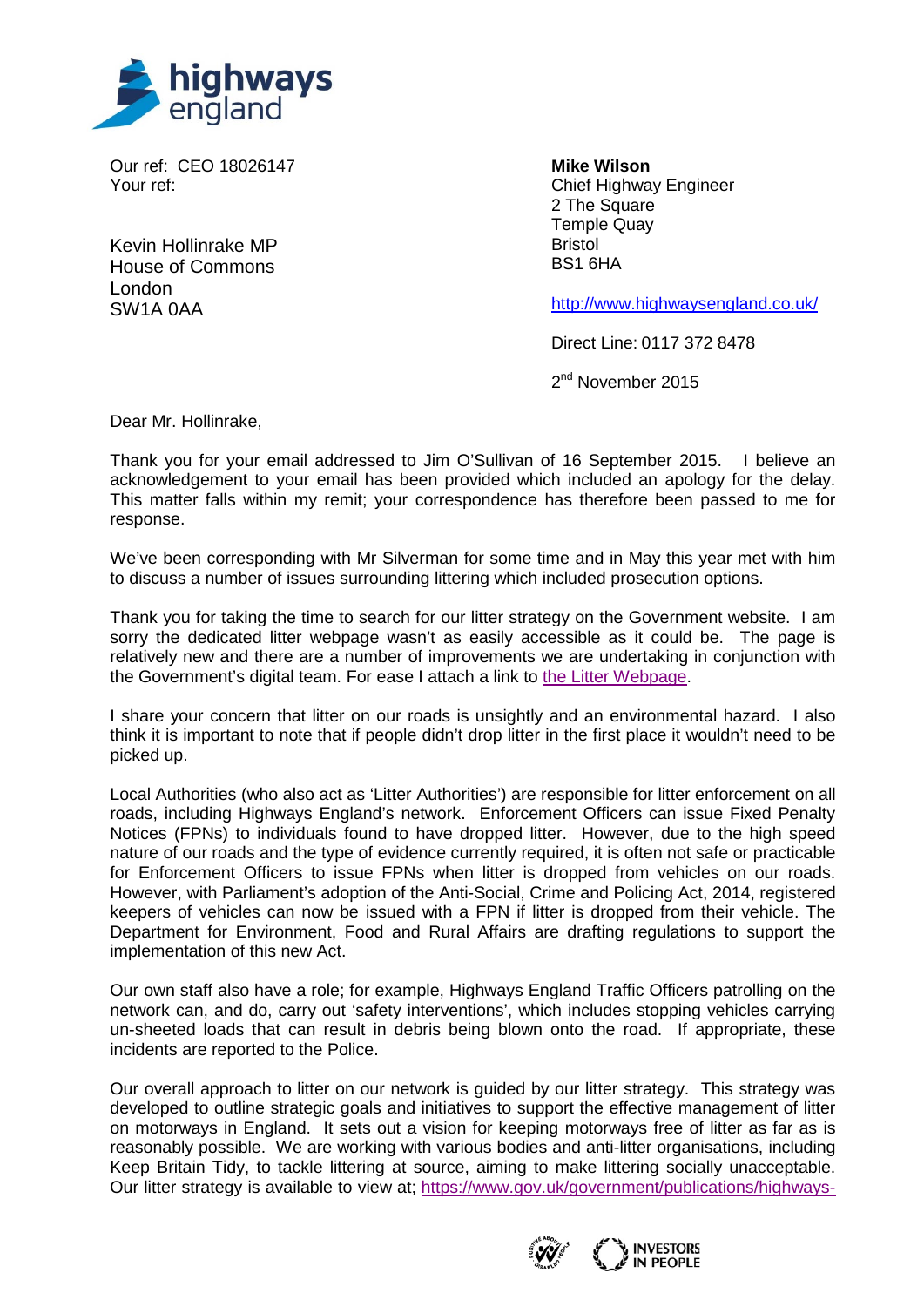Our ref: CEO 18026147
Your ref:

Kevin Hollinrake MP
House of Commons
London
SW1A 0AA

**Mike Wilson**
Chief Highway Engineer
2 The Square
Temple Quay
Bristol
BS1 6HA

http://www.highwaysengland.co.uk/

Direct Line: 0117 372 8478

2nd November 2015

Dear Mr. Hollinrake,

Thank you for your email addressed to Jim O'Sullivan of 16 September 2015. I believe an acknowledgement to your email has been provided which included an apology for the delay. This matter falls within my remit; your correspondence has therefore been passed to me for response.

We've been corresponding with Mr Silverman for some time and in May this year met with him to discuss a number of issues surrounding littering which included prosecution options.

Thank you for taking the time to search for our litter strategy on the Government website. I am sorry the dedicated litter webpage wasn't as easily accessible as it could be. The page is relatively new and there are a number of improvements we are undertaking in conjunction with the Government's digital team. For ease I attach a link to the Litter Webpage.

I share your concern that litter on our roads is unsightly and an environmental hazard. I also think it is important to note that if people didn't drop litter in the first place it wouldn't need to be picked up.

Local Authorities (who also act as 'Litter Authorities') are responsible for litter enforcement on all roads, including Highways England's network. Enforcement Officers can issue Fixed Penalty Notices (FPNs) to individuals found to have dropped litter. However, due to the high speed nature of our roads and the type of evidence currently required, it is often not safe or practicable for Enforcement Officers to issue FPNs when litter is dropped from vehicles on our roads. However, with Parliament's adoption of the Anti-Social, Crime and Policing Act, 2014, registered keepers of vehicles can now be issued with a FPN if litter is dropped from their vehicle. The Department for Environment, Food and Rural Affairs are drafting regulations to support the implementation of this new Act.

Our own staff also have a role; for example, Highways England Traffic Officers patrolling on the network can, and do, carry out 'safety interventions', which includes stopping vehicles carrying un-sheeted loads that can result in debris being blown onto the road. If appropriate, these incidents are reported to the Police.

Our overall approach to litter on our network is guided by our litter strategy. This strategy was developed to outline strategic goals and initiatives to support the effective management of litter on motorways in England. It sets out a vision for keeping motorways free of litter as far as is reasonably possible. We are working with various bodies and anti-litter organisations, including Keep Britain Tidy, to tackle littering at source, aiming to make littering socially unacceptable. Our litter strategy is available to view at; https://www.gov.uk/government/publications/highways-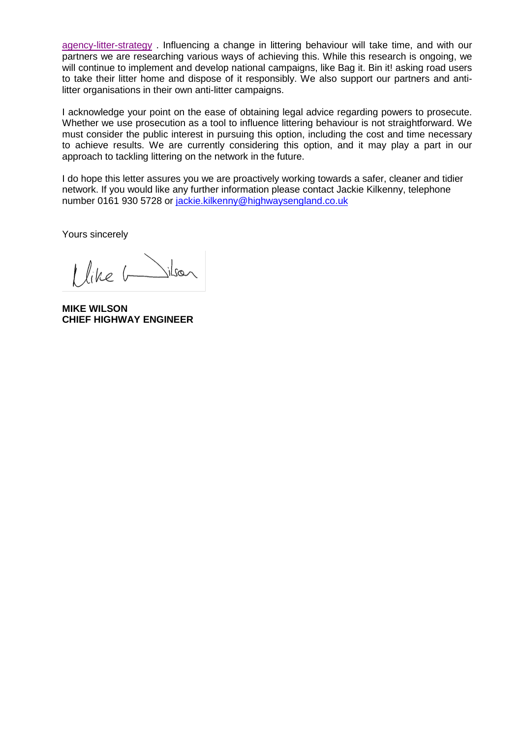agency-litter-strategy . Influencing a change in littering behaviour will take time, and with our partners we are researching various ways of achieving this. While this research is ongoing, we will continue to implement and develop national campaigns, like Bag it. Bin it! asking road users to take their litter home and dispose of it responsibly. We also support our partners and anti-litter organisations in their own anti-litter campaigns.

I acknowledge your point on the ease of obtaining legal advice regarding powers to prosecute. Whether we use prosecution as a tool to influence littering behaviour is not straightforward. We must consider the public interest in pursuing this option, including the cost and time necessary to achieve results. We are currently considering this option, and it may play a part in our approach to tackling littering on the network in the future.

I do hope this letter assures you we are proactively working towards a safer, cleaner and tidier network. If you would like any further information please contact Jackie Kilkenny, telephone number 0161 930 5728 or jackie.kilkenny@highwaysengland.co.uk

Yours sincerely

**MIKE WILSON**
**CHIEF HIGHWAY ENGINEER**